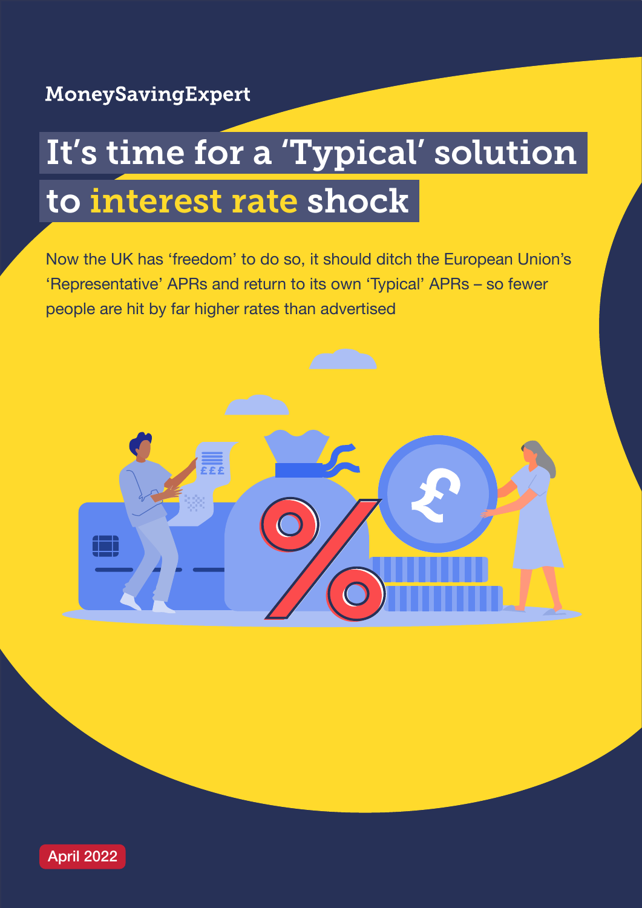MoneySavingExpert

# It's time for a 'Typical' solution to interest rate shock

Now the UK has 'freedom' to do so, it should ditch the European Union's 'Representative' APRs and return to its own 'Typical' APRs – so fewer people are hit by far higher rates than advertised

April 2022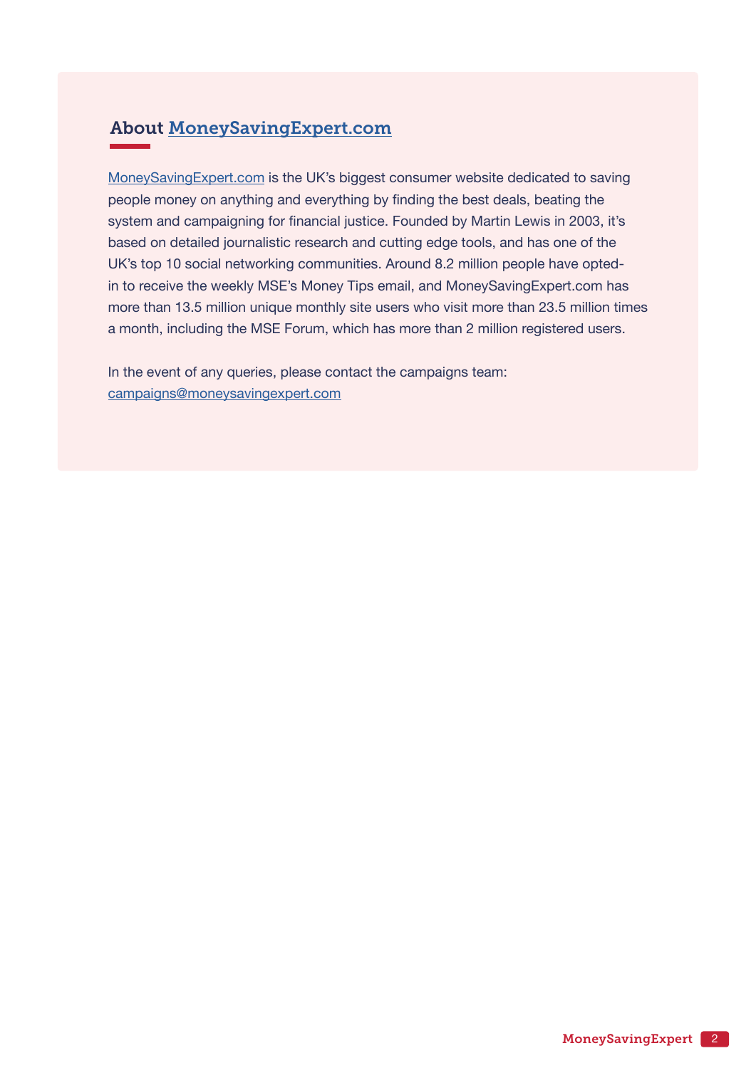## About MoneySavingExpert.com

MoneySavingExpert.com is the UK's biggest consumer website dedicated to saving people money on anything and everything by finding the best deals, beating the system and campaigning for financial justice. Founded by Martin Lewis in 2003, it's based on detailed journalistic research and cutting edge tools, and has one of the UK's top 10 social networking communities. Around 8.2 million people have opted-in to receive the weekly MSE's Money Tips email, and MoneySavingExpert.com has more than 13.5 million unique monthly site users who visit more than 23.5 million times a month, including the MSE Forum, which has more than 2 million registered users.

In the event of any queries, please contact the campaigns team: campaigns@moneysavingexpert.com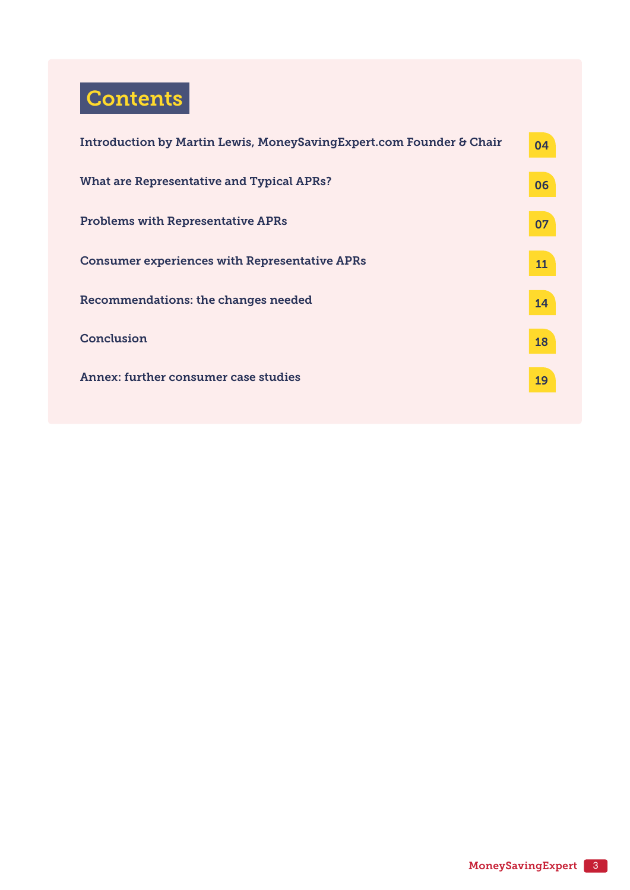# Contents

| | |
|---|---|
| Introduction by Martin Lewis, MoneySavingExpert.com Founder & Chair | 04 |
| What are Representative and Typical APRs? | 06 |
| Problems with Representative APRs | 07 |
| Consumer experiences with Representative APRs | 11 |
| Recommendations: the changes needed | 14 |
| Conclusion | 18 |
| Annex: further consumer case studies | 19 |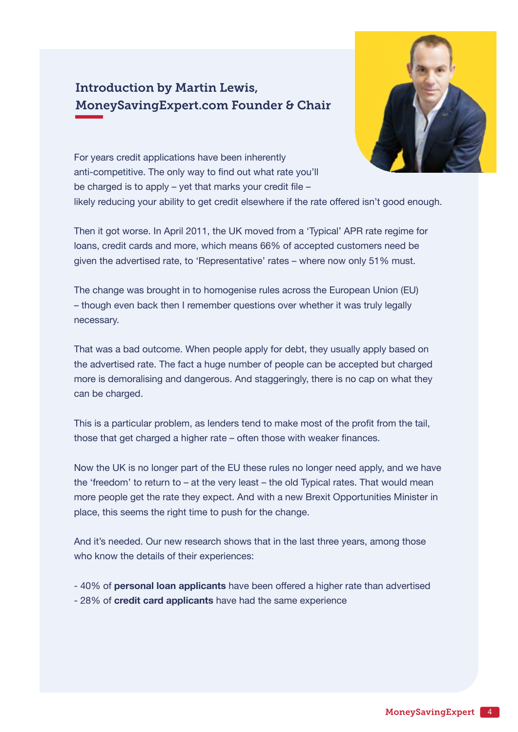## Introduction by Martin Lewis, MoneySavingExpert.com Founder & Chair

For years credit applications have been inherently anti-competitive. The only way to find out what rate you'll be charged is to apply – yet that marks your credit file – likely reducing your ability to get credit elsewhere if the rate offered isn't good enough.

Then it got worse. In April 2011, the UK moved from a 'Typical' APR rate regime for loans, credit cards and more, which means 66% of accepted customers need be given the advertised rate, to 'Representative' rates – where now only 51% must.

The change was brought in to homogenise rules across the European Union (EU) – though even back then I remember questions over whether it was truly legally necessary.

That was a bad outcome. When people apply for debt, they usually apply based on the advertised rate. The fact a huge number of people can be accepted but charged more is demoralising and dangerous. And staggeringly, there is no cap on what they can be charged.

This is a particular problem, as lenders tend to make most of the profit from the tail, those that get charged a higher rate – often those with weaker finances.

Now the UK is no longer part of the EU these rules no longer need apply, and we have the 'freedom' to return to – at the very least – the old Typical rates. That would mean more people get the rate they expect. And with a new Brexit Opportunities Minister in place, this seems the right time to push for the change.

And it's needed. Our new research shows that in the last three years, among those who know the details of their experiences:

- 40% of **personal loan applicants** have been offered a higher rate than advertised
- 28% of **credit card applicants** have had the same experience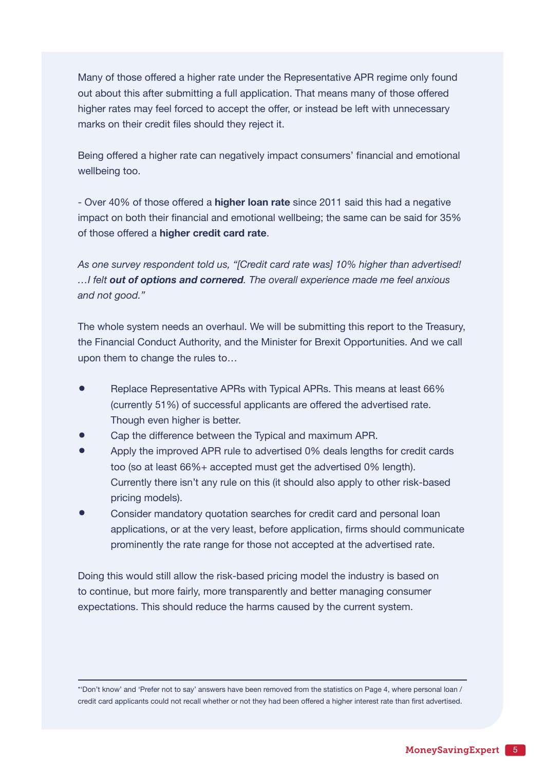Many of those offered a higher rate under the Representative APR regime only found out about this after submitting a full application. That means many of those offered higher rates may feel forced to accept the offer, or instead be left with unnecessary marks on their credit files should they reject it.

Being offered a higher rate can negatively impact consumers' financial and emotional wellbeing too.

- Over 40% of those offered a **higher loan rate** since 2011 said this had a negative impact on both their financial and emotional wellbeing; the same can be said for 35% of those offered a **higher credit card rate**.

*As one survey respondent told us, "[Credit card rate was] 10% higher than advertised! …I felt* ***out of options and cornered****. The overall experience made me feel anxious and not good."*

The whole system needs an overhaul. We will be submitting this report to the Treasury, the Financial Conduct Authority, and the Minister for Brexit Opportunities. And we call upon them to change the rules to…

- Replace Representative APRs with Typical APRs. This means at least 66% (currently 51%) of successful applicants are offered the advertised rate. Though even higher is better.
- Cap the difference between the Typical and maximum APR.
- Apply the improved APR rule to advertised 0% deals lengths for credit cards too (so at least 66%+ accepted must get the advertised 0% length). Currently there isn't any rule on this (it should also apply to other risk-based pricing models).
- Consider mandatory quotation searches for credit card and personal loan applications, or at the very least, before application, firms should communicate prominently the rate range for those not accepted at the advertised rate.

Doing this would still allow the risk-based pricing model the industry is based on to continue, but more fairly, more transparently and better managing consumer expectations. This should reduce the harms caused by the current system.

---

*'Don't know' and 'Prefer not to say' answers have been removed from the statistics on Page 4, where personal loan / credit card applicants could not recall whether or not they had been offered a higher interest rate than first advertised.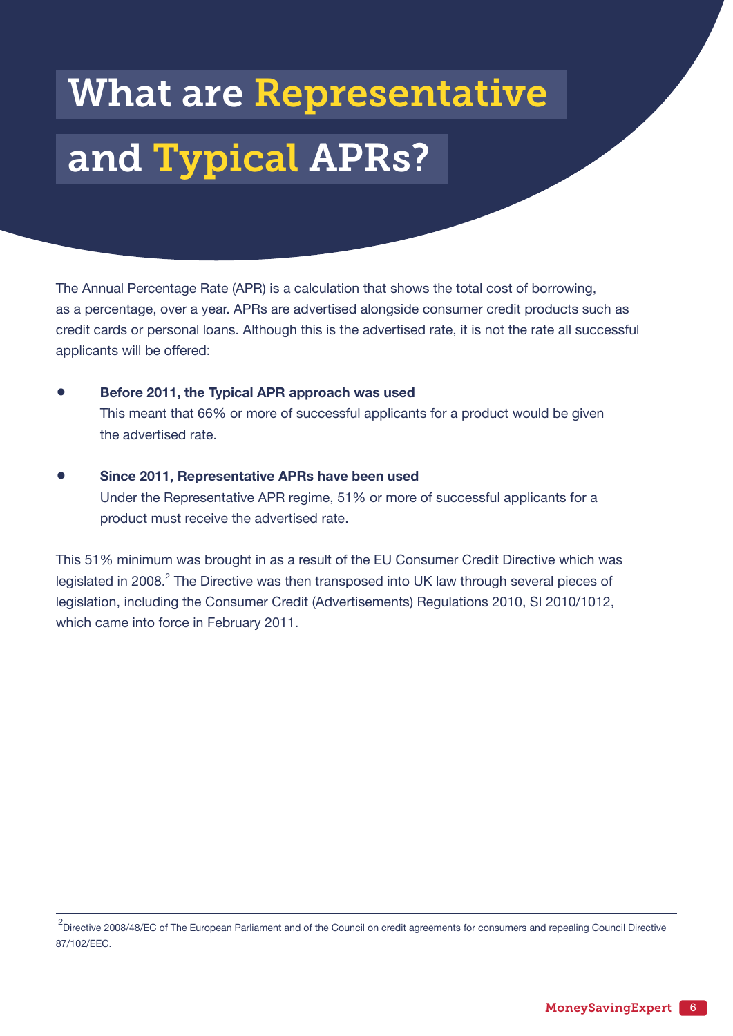# What are Representative and Typical APRs?

The Annual Percentage Rate (APR) is a calculation that shows the total cost of borrowing, as a percentage, over a year. APRs are advertised alongside consumer credit products such as credit cards or personal loans. Although this is the advertised rate, it is not the rate all successful applicants will be offered:

- **Before 2011, the Typical APR approach was used**
  This meant that 66% or more of successful applicants for a product would be given the advertised rate.

- **Since 2011, Representative APRs have been used**
  Under the Representative APR regime, 51% or more of successful applicants for a product must receive the advertised rate.

This 51% minimum was brought in as a result of the EU Consumer Credit Directive which was legislated in 2008.[2] The Directive was then transposed into UK law through several pieces of legislation, including the Consumer Credit (Advertisements) Regulations 2010, SI 2010/1012, which came into force in February 2011.

---

[2] Directive 2008/48/EC of The European Parliament and of the Council on credit agreements for consumers and repealing Council Directive 87/102/EEC.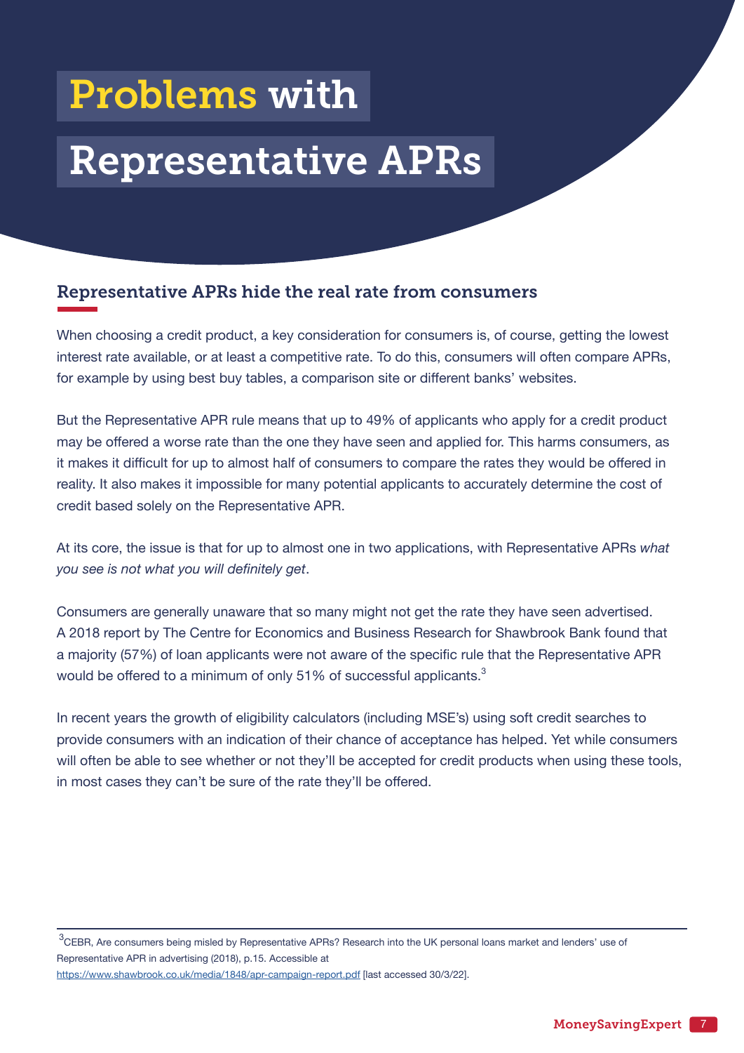# Problems with Representative APRs

## Representative APRs hide the real rate from consumers

When choosing a credit product, a key consideration for consumers is, of course, getting the lowest interest rate available, or at least a competitive rate. To do this, consumers will often compare APRs, for example by using best buy tables, a comparison site or different banks' websites.

But the Representative APR rule means that up to 49% of applicants who apply for a credit product may be offered a worse rate than the one they have seen and applied for. This harms consumers, as it makes it difficult for up to almost half of consumers to compare the rates they would be offered in reality. It also makes it impossible for many potential applicants to accurately determine the cost of credit based solely on the Representative APR.

At its core, the issue is that for up to almost one in two applications, with Representative APRs *what you see is not what you will definitely get*.

Consumers are generally unaware that so many might not get the rate they have seen advertised. A 2018 report by The Centre for Economics and Business Research for Shawbrook Bank found that a majority (57%) of loan applicants were not aware of the specific rule that the Representative APR would be offered to a minimum of only 51% of successful applicants.[3]

In recent years the growth of eligibility calculators (including MSE's) using soft credit searches to provide consumers with an indication of their chance of acceptance has helped. Yet while consumers will often be able to see whether or not they'll be accepted for credit products when using these tools, in most cases they can't be sure of the rate they'll be offered.

---

[3] CEBR, Are consumers being misled by Representative APRs? Research into the UK personal loans market and lenders' use of Representative APR in advertising (2018), p.15. Accessible at https://www.shawbrook.co.uk/media/1848/apr-campaign-report.pdf [last accessed 30/3/22].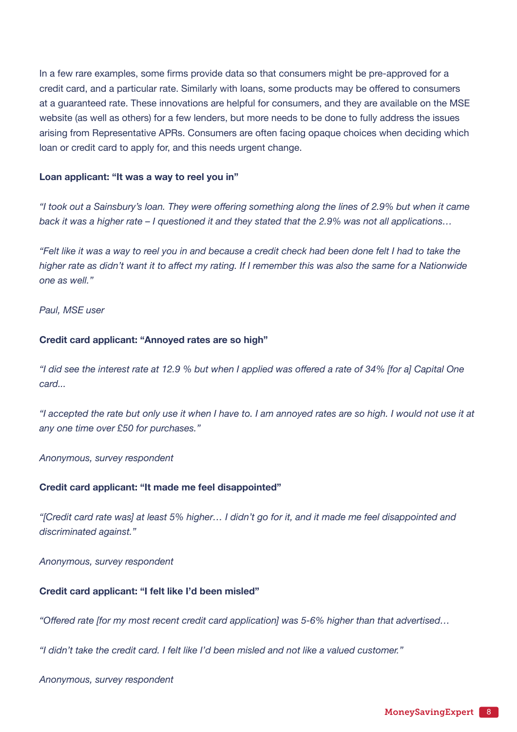In a few rare examples, some firms provide data so that consumers might be pre-approved for a credit card, and a particular rate. Similarly with loans, some products may be offered to consumers at a guaranteed rate. These innovations are helpful for consumers, and they are available on the MSE website (as well as others) for a few lenders, but more needs to be done to fully address the issues arising from Representative APRs. Consumers are often facing opaque choices when deciding which loan or credit card to apply for, and this needs urgent change.

**Loan applicant: "It was a way to reel you in"**

*"I took out a Sainsbury's loan. They were offering something along the lines of 2.9% but when it came back it was a higher rate – I questioned it and they stated that the 2.9% was not all applications…*

*"Felt like it was a way to reel you in and because a credit check had been done felt I had to take the higher rate as didn't want it to affect my rating. If I remember this was also the same for a Nationwide one as well."*

*Paul, MSE user*

**Credit card applicant: "Annoyed rates are so high"**

*"I did see the interest rate at 12.9 % but when I applied was offered a rate of 34% [for a] Capital One card...*

*"I accepted the rate but only use it when I have to. I am annoyed rates are so high. I would not use it at any one time over £50 for purchases."*

*Anonymous, survey respondent*

**Credit card applicant: "It made me feel disappointed"**

*"[Credit card rate was] at least 5% higher… I didn't go for it, and it made me feel disappointed and discriminated against."*

*Anonymous, survey respondent*

**Credit card applicant: "I felt like I'd been misled"**

*"Offered rate [for my most recent credit card application] was 5-6% higher than that advertised…*

*"I didn't take the credit card. I felt like I'd been misled and not like a valued customer."*

*Anonymous, survey respondent*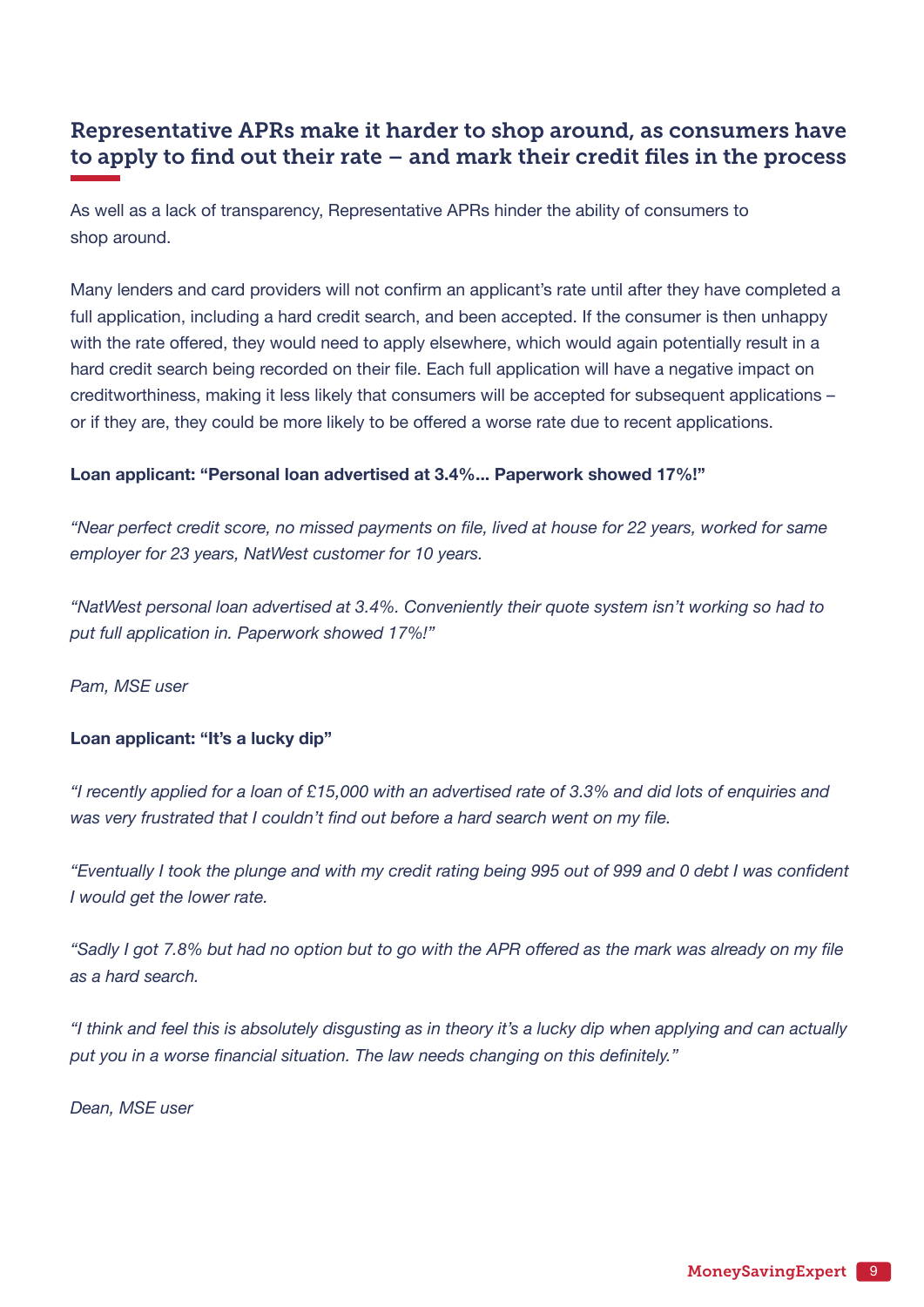## Representative APRs make it harder to shop around, as consumers have to apply to find out their rate – and mark their credit files in the process

As well as a lack of transparency, Representative APRs hinder the ability of consumers to shop around.

Many lenders and card providers will not confirm an applicant's rate until after they have completed a full application, including a hard credit search, and been accepted. If the consumer is then unhappy with the rate offered, they would need to apply elsewhere, which would again potentially result in a hard credit search being recorded on their file. Each full application will have a negative impact on creditworthiness, making it less likely that consumers will be accepted for subsequent applications – or if they are, they could be more likely to be offered a worse rate due to recent applications.

**Loan applicant: "Personal loan advertised at 3.4%... Paperwork showed 17%!"**

*"Near perfect credit score, no missed payments on file, lived at house for 22 years, worked for same employer for 23 years, NatWest customer for 10 years.*

*"NatWest personal loan advertised at 3.4%. Conveniently their quote system isn't working so had to put full application in. Paperwork showed 17%!"*

*Pam, MSE user*

**Loan applicant: "It's a lucky dip"**

*"I recently applied for a loan of £15,000 with an advertised rate of 3.3% and did lots of enquiries and was very frustrated that I couldn't find out before a hard search went on my file.*

*"Eventually I took the plunge and with my credit rating being 995 out of 999 and 0 debt I was confident I would get the lower rate.*

*"Sadly I got 7.8% but had no option but to go with the APR offered as the mark was already on my file as a hard search.*

*"I think and feel this is absolutely disgusting as in theory it's a lucky dip when applying and can actually put you in a worse financial situation. The law needs changing on this definitely."*

*Dean, MSE user*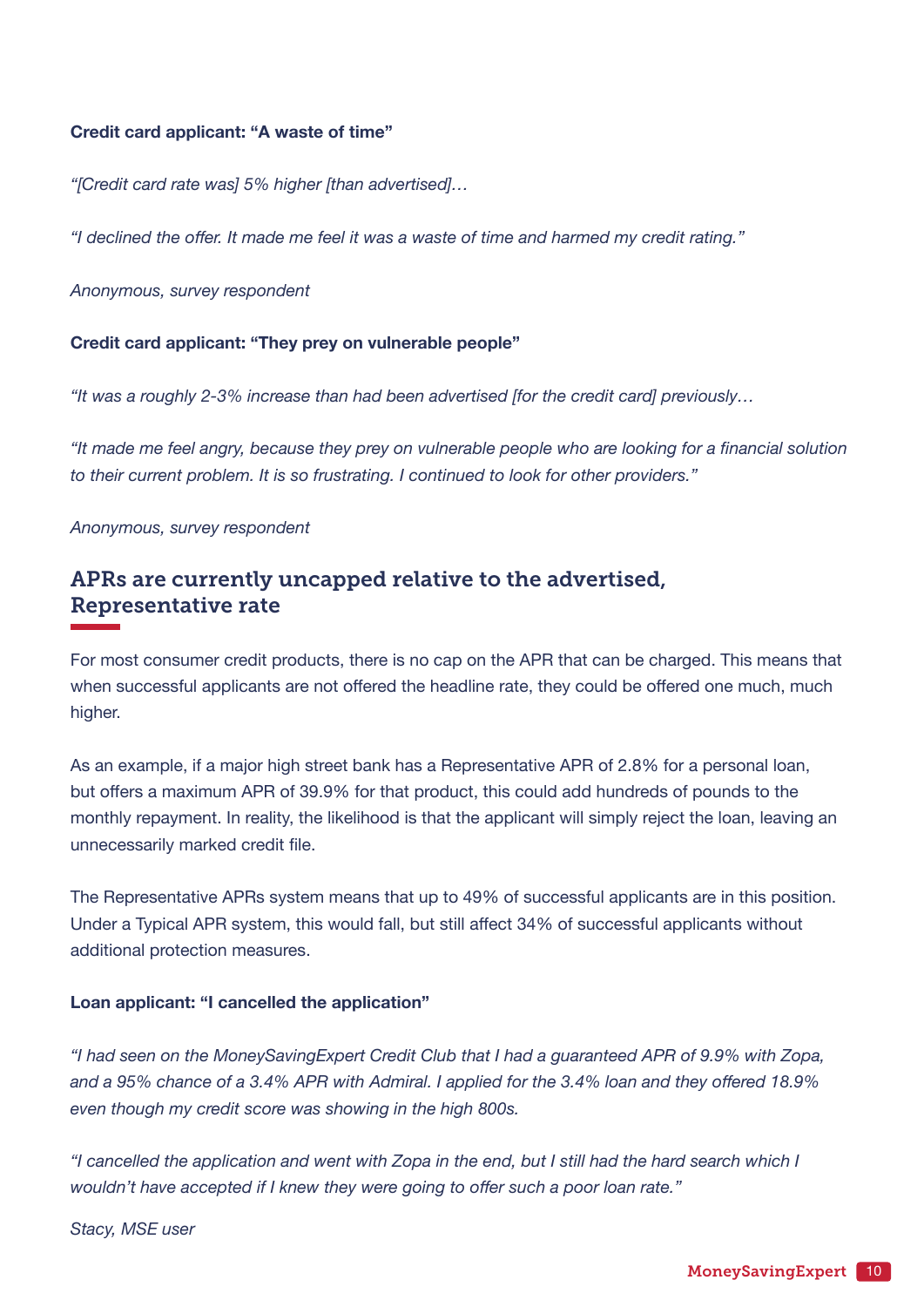**Credit card applicant: "A waste of time"**

*"[Credit card rate was] 5% higher [than advertised]…*

*"I declined the offer. It made me feel it was a waste of time and harmed my credit rating."*

*Anonymous, survey respondent*

**Credit card applicant: "They prey on vulnerable people"**

*"It was a roughly 2-3% increase than had been advertised [for the credit card] previously…*

*"It made me feel angry, because they prey on vulnerable people who are looking for a financial solution to their current problem. It is so frustrating. I continued to look for other providers."*

*Anonymous, survey respondent*

## APRs are currently uncapped relative to the advertised, Representative rate

For most consumer credit products, there is no cap on the APR that can be charged. This means that when successful applicants are not offered the headline rate, they could be offered one much, much higher.

As an example, if a major high street bank has a Representative APR of 2.8% for a personal loan, but offers a maximum APR of 39.9% for that product, this could add hundreds of pounds to the monthly repayment. In reality, the likelihood is that the applicant will simply reject the loan, leaving an unnecessarily marked credit file.

The Representative APRs system means that up to 49% of successful applicants are in this position. Under a Typical APR system, this would fall, but still affect 34% of successful applicants without additional protection measures.

**Loan applicant: "I cancelled the application"**

*"I had seen on the MoneySavingExpert Credit Club that I had a guaranteed APR of 9.9% with Zopa, and a 95% chance of a 3.4% APR with Admiral. I applied for the 3.4% loan and they offered 18.9% even though my credit score was showing in the high 800s.*

*"I cancelled the application and went with Zopa in the end, but I still had the hard search which I wouldn't have accepted if I knew they were going to offer such a poor loan rate."*

*Stacy, MSE user*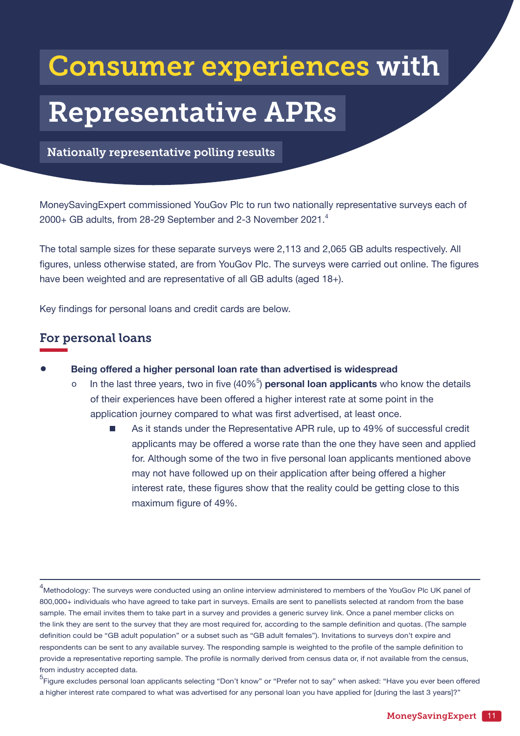# Consumer experiences with Representative APRs

## Nationally representative polling results

MoneySavingExpert commissioned YouGov Plc to run two nationally representative surveys each of 2000+ GB adults, from 28-29 September and 2-3 November 2021.[4]

The total sample sizes for these separate surveys were 2,113 and 2,065 GB adults respectively. All figures, unless otherwise stated, are from YouGov Plc. The surveys were carried out online. The figures have been weighted and are representative of all GB adults (aged 18+).

Key findings for personal loans and credit cards are below.

### For personal loans

- **Being offered a higher personal loan rate than advertised is widespread**
  - In the last three years, two in five (40%[5]) **personal loan applicants** who know the details of their experiences have been offered a higher interest rate at some point in the application journey compared to what was first advertised, at least once.
    - As it stands under the Representative APR rule, up to 49% of successful credit applicants may be offered a worse rate than the one they have seen and applied for. Although some of the two in five personal loan applicants mentioned above may not have followed up on their application after being offered a higher interest rate, these figures show that the reality could be getting close to this maximum figure of 49%.

---

[4] Methodology: The surveys were conducted using an online interview administered to members of the YouGov Plc UK panel of 800,000+ individuals who have agreed to take part in surveys. Emails are sent to panellists selected at random from the base sample. The email invites them to take part in a survey and provides a generic survey link. Once a panel member clicks on the link they are sent to the survey that they are most required for, according to the sample definition and quotas. (The sample definition could be "GB adult population" or a subset such as "GB adult females"). Invitations to surveys don't expire and respondents can be sent to any available survey. The responding sample is weighted to the profile of the sample definition to provide a representative reporting sample. The profile is normally derived from census data or, if not available from the census, from industry accepted data.

[5] Figure excludes personal loan applicants selecting "Don't know" or "Prefer not to say" when asked: "Have you ever been offered a higher interest rate compared to what was advertised for any personal loan you have applied for [during the last 3 years]?"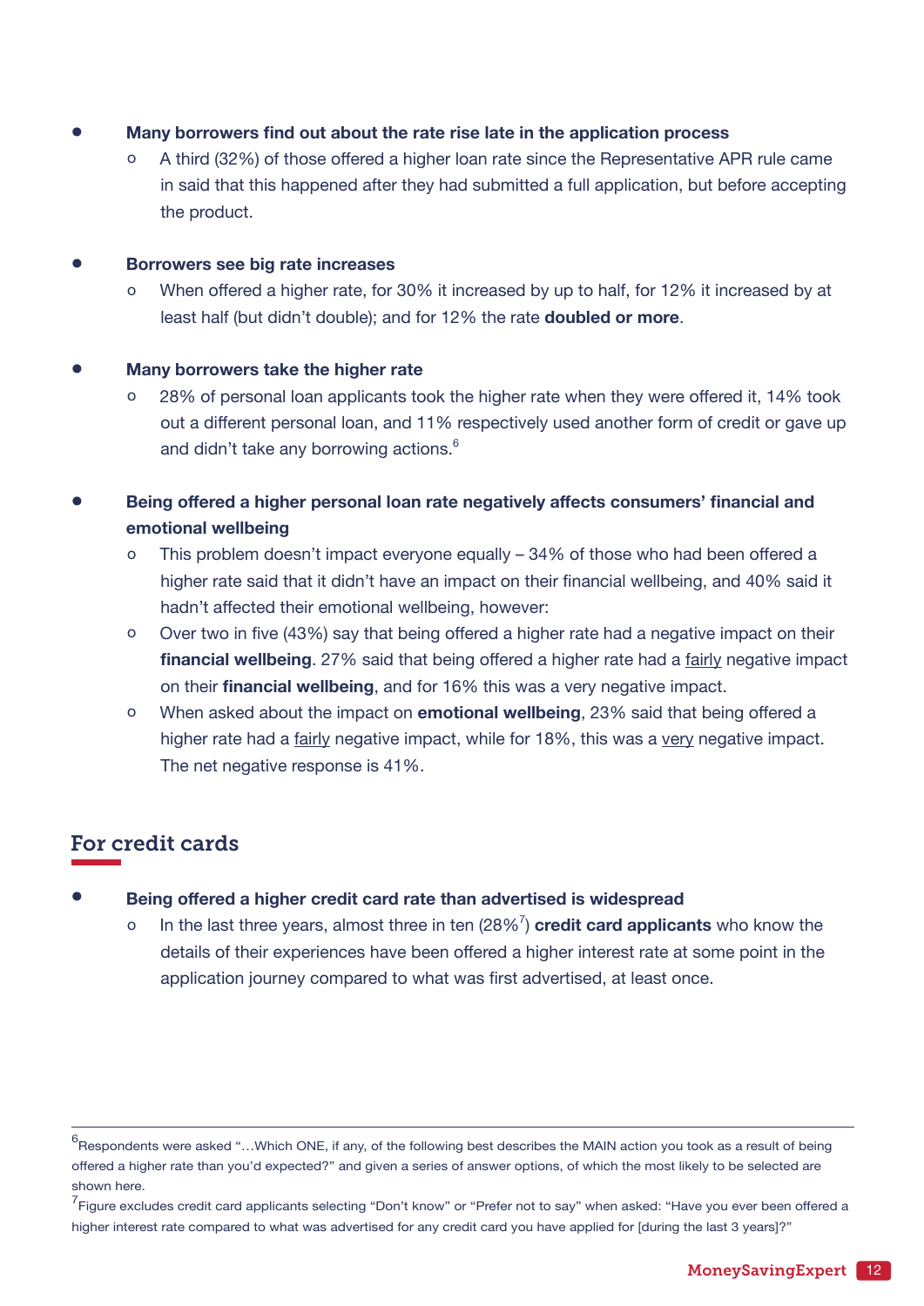- **Many borrowers find out about the rate rise late in the application process**
  - A third (32%) of those offered a higher loan rate since the Representative APR rule came in said that this happened after they had submitted a full application, but before accepting the product.

- **Borrowers see big rate increases**
  - When offered a higher rate, for 30% it increased by up to half, for 12% it increased by at least half (but didn't double); and for 12% the rate **doubled or more**.

- **Many borrowers take the higher rate**
  - 28% of personal loan applicants took the higher rate when they were offered it, 14% took out a different personal loan, and 11% respectively used another form of credit or gave up and didn't take any borrowing actions.[6]

- **Being offered a higher personal loan rate negatively affects consumers' financial and emotional wellbeing**
  - This problem doesn't impact everyone equally – 34% of those who had been offered a higher rate said that it didn't have an impact on their financial wellbeing, and 40% said it hadn't affected their emotional wellbeing, however:
  - Over two in five (43%) say that being offered a higher rate had a negative impact on their **financial wellbeing**. 27% said that being offered a higher rate had a fairly negative impact on their **financial wellbeing**, and for 16% this was a very negative impact.
  - When asked about the impact on **emotional wellbeing**, 23% said that being offered a higher rate had a fairly negative impact, while for 18%, this was a very negative impact. The net negative response is 41%.

## For credit cards

- **Being offered a higher credit card rate than advertised is widespread**
  - In the last three years, almost three in ten (28%[7]) **credit card applicants** who know the details of their experiences have been offered a higher interest rate at some point in the application journey compared to what was first advertised, at least once.

---

[6] Respondents were asked "…Which ONE, if any, of the following best describes the MAIN action you took as a result of being offered a higher rate than you'd expected?" and given a series of answer options, of which the most likely to be selected are shown here.

[7] Figure excludes credit card applicants selecting "Don't know" or "Prefer not to say" when asked: "Have you ever been offered a higher interest rate compared to what was advertised for any credit card you have applied for [during the last 3 years]?"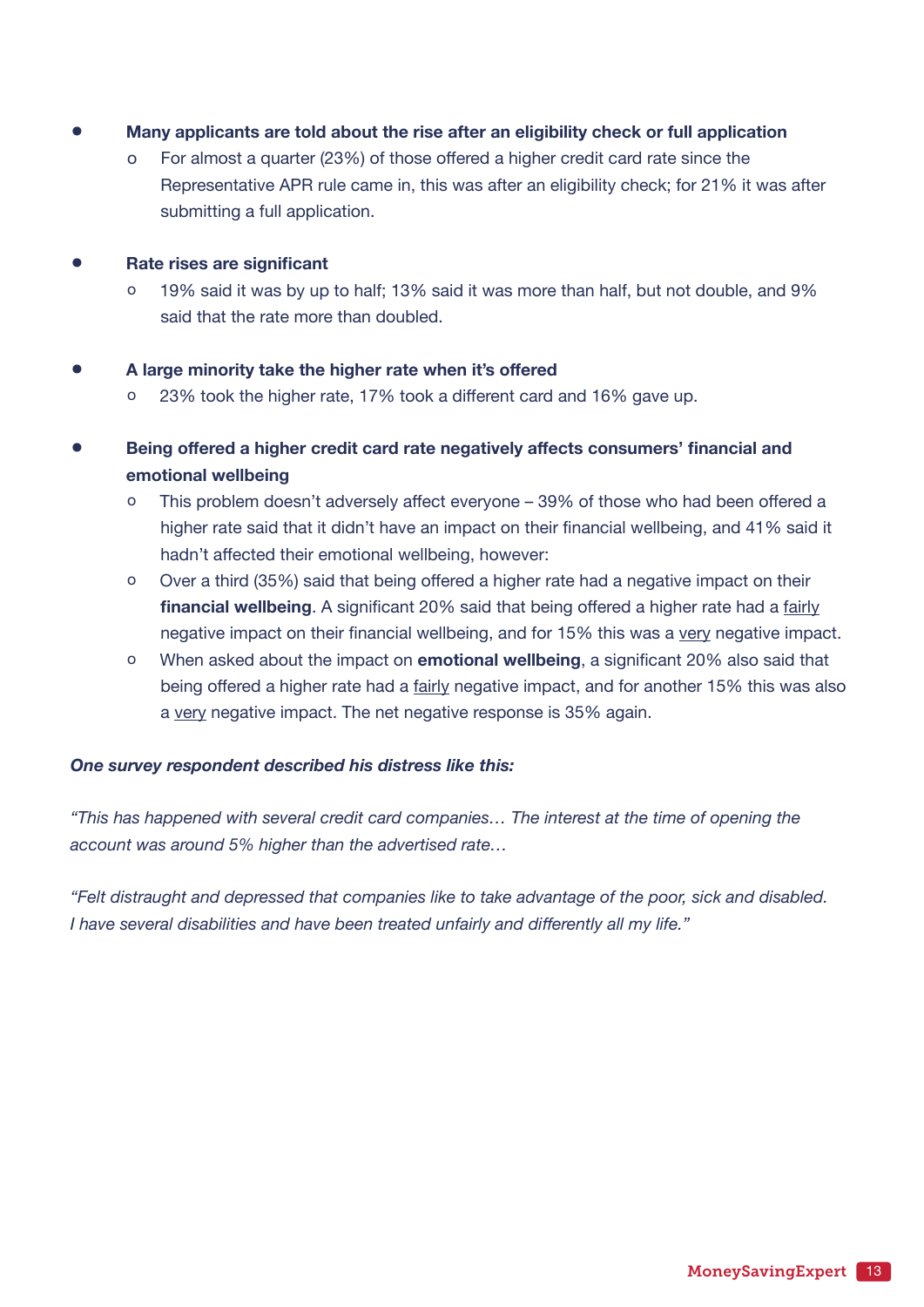- **Many applicants are told about the rise after an eligibility check or full application**
    - For almost a quarter (23%) of those offered a higher credit card rate since the Representative APR rule came in, this was after an eligibility check; for 21% it was after submitting a full application.

- **Rate rises are significant**
    - 19% said it was by up to half; 13% said it was more than half, but not double, and 9% said that the rate more than doubled.

- **A large minority take the higher rate when it's offered**
    - 23% took the higher rate, 17% took a different card and 16% gave up.

- **Being offered a higher credit card rate negatively affects consumers' financial and emotional wellbeing**
    - This problem doesn't adversely affect everyone – 39% of those who had been offered a higher rate said that it didn't have an impact on their financial wellbeing, and 41% said it hadn't affected their emotional wellbeing, however:
    - Over a third (35%) said that being offered a higher rate had a negative impact on their **financial wellbeing**. A significant 20% said that being offered a higher rate had a fairly negative impact on their financial wellbeing, and for 15% this was a very negative impact.
    - When asked about the impact on **emotional wellbeing**, a significant 20% also said that being offered a higher rate had a fairly negative impact, and for another 15% this was also a very negative impact. The net negative response is 35% again.

***One survey respondent described his distress like this:***

*"This has happened with several credit card companies… The interest at the time of opening the account was around 5% higher than the advertised rate…*

*"Felt distraught and depressed that companies like to take advantage of the poor, sick and disabled. I have several disabilities and have been treated unfairly and differently all my life."*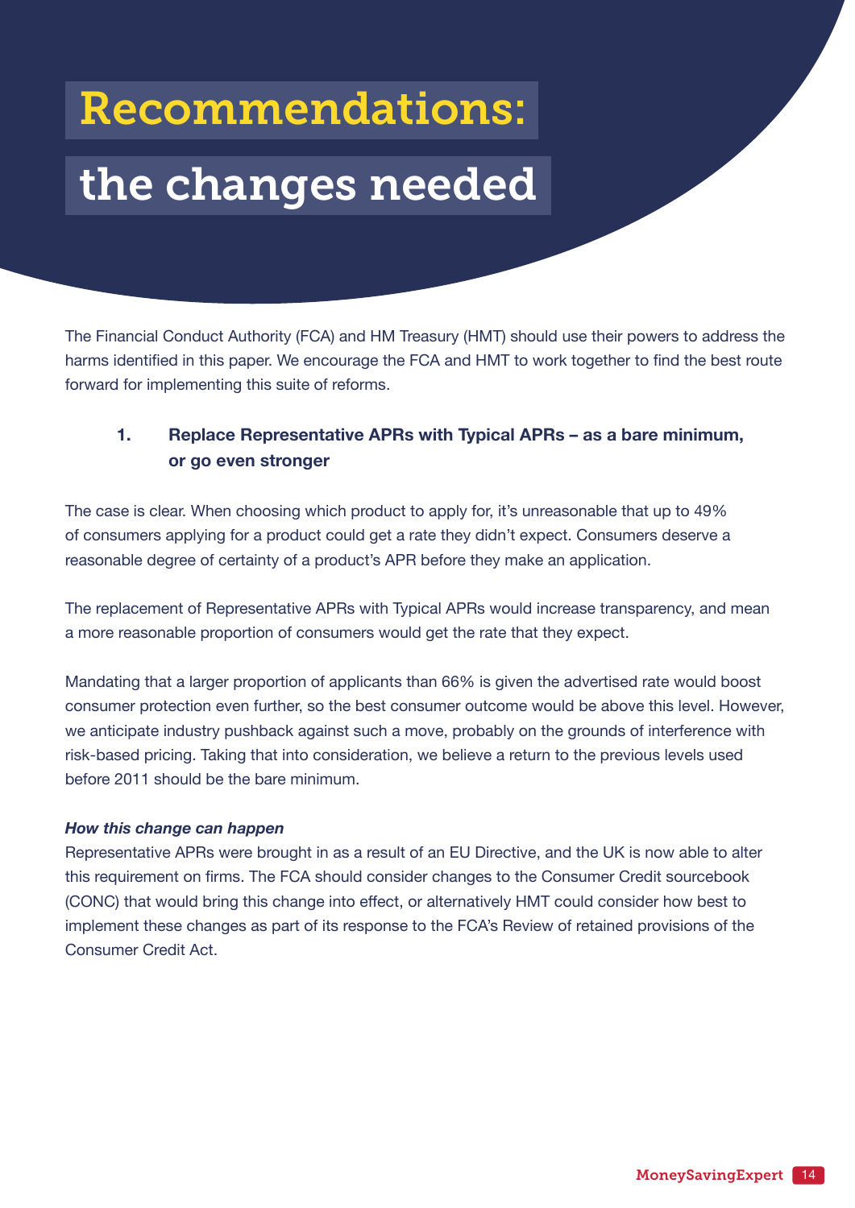# Recommendations: the changes needed

The Financial Conduct Authority (FCA) and HM Treasury (HMT) should use their powers to address the harms identified in this paper. We encourage the FCA and HMT to work together to find the best route forward for implementing this suite of reforms.

### 1. Replace Representative APRs with Typical APRs – as a bare minimum, or go even stronger

The case is clear. When choosing which product to apply for, it's unreasonable that up to 49% of consumers applying for a product could get a rate they didn't expect. Consumers deserve a reasonable degree of certainty of a product's APR before they make an application.

The replacement of Representative APRs with Typical APRs would increase transparency, and mean a more reasonable proportion of consumers would get the rate that they expect.

Mandating that a larger proportion of applicants than 66% is given the advertised rate would boost consumer protection even further, so the best consumer outcome would be above this level. However, we anticipate industry pushback against such a move, probably on the grounds of interference with risk-based pricing. Taking that into consideration, we believe a return to the previous levels used before 2011 should be the bare minimum.

***How this change can happen***

Representative APRs were brought in as a result of an EU Directive, and the UK is now able to alter this requirement on firms. The FCA should consider changes to the Consumer Credit sourcebook (CONC) that would bring this change into effect, or alternatively HMT could consider how best to implement these changes as part of its response to the FCA's Review of retained provisions of the Consumer Credit Act.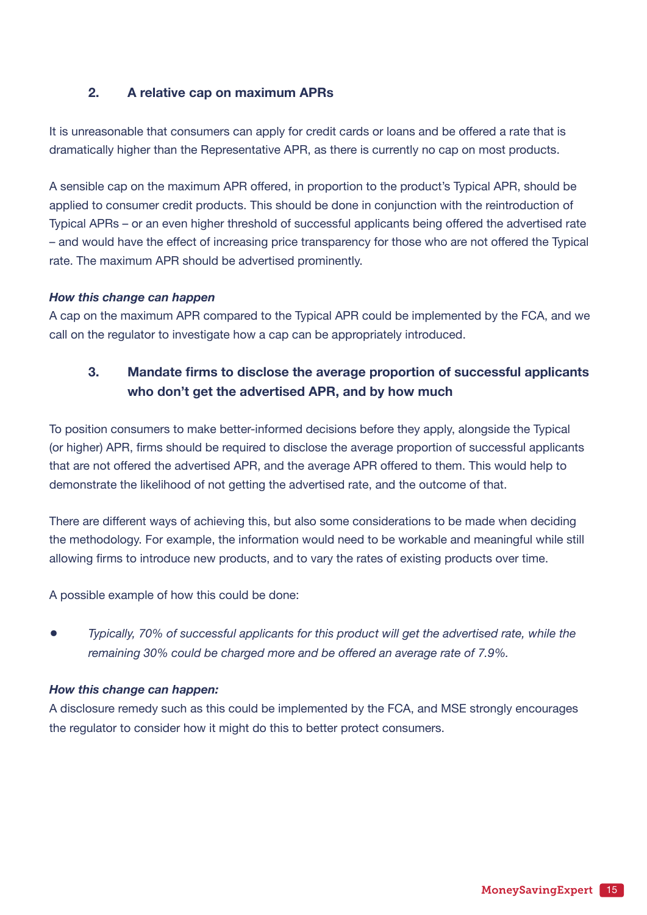### 2. A relative cap on maximum APRs

It is unreasonable that consumers can apply for credit cards or loans and be offered a rate that is dramatically higher than the Representative APR, as there is currently no cap on most products.

A sensible cap on the maximum APR offered, in proportion to the product's Typical APR, should be applied to consumer credit products. This should be done in conjunction with the reintroduction of Typical APRs – or an even higher threshold of successful applicants being offered the advertised rate – and would have the effect of increasing price transparency for those who are not offered the Typical rate. The maximum APR should be advertised prominently.

***How this change can happen***

A cap on the maximum APR compared to the Typical APR could be implemented by the FCA, and we call on the regulator to investigate how a cap can be appropriately introduced.

### 3. Mandate firms to disclose the average proportion of successful applicants who don't get the advertised APR, and by how much

To position consumers to make better-informed decisions before they apply, alongside the Typical (or higher) APR, firms should be required to disclose the average proportion of successful applicants that are not offered the advertised APR, and the average APR offered to them. This would help to demonstrate the likelihood of not getting the advertised rate, and the outcome of that.

There are different ways of achieving this, but also some considerations to be made when deciding the methodology. For example, the information would need to be workable and meaningful while still allowing firms to introduce new products, and to vary the rates of existing products over time.

A possible example of how this could be done:

- *Typically, 70% of successful applicants for this product will get the advertised rate, while the remaining 30% could be charged more and be offered an average rate of 7.9%.*

***How this change can happen:***

A disclosure remedy such as this could be implemented by the FCA, and MSE strongly encourages the regulator to consider how it might do this to better protect consumers.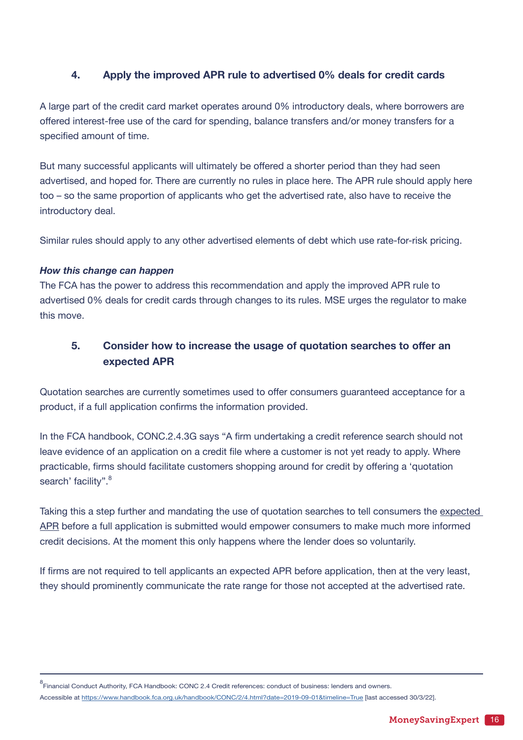### 4. Apply the improved APR rule to advertised 0% deals for credit cards

A large part of the credit card market operates around 0% introductory deals, where borrowers are offered interest-free use of the card for spending, balance transfers and/or money transfers for a specified amount of time.

But many successful applicants will ultimately be offered a shorter period than they had seen advertised, and hoped for. There are currently no rules in place here. The APR rule should apply here too – so the same proportion of applicants who get the advertised rate, also have to receive the introductory deal.

Similar rules should apply to any other advertised elements of debt which use rate-for-risk pricing.

***How this change can happen***

The FCA has the power to address this recommendation and apply the improved APR rule to advertised 0% deals for credit cards through changes to its rules. MSE urges the regulator to make this move.

### 5. Consider how to increase the usage of quotation searches to offer an expected APR

Quotation searches are currently sometimes used to offer consumers guaranteed acceptance for a product, if a full application confirms the information provided.

In the FCA handbook, CONC.2.4.3G says "A firm undertaking a credit reference search should not leave evidence of an application on a credit file where a customer is not yet ready to apply. Where practicable, firms should facilitate customers shopping around for credit by offering a 'quotation search' facility".[8]

Taking this a step further and mandating the use of quotation searches to tell consumers the expected APR before a full application is submitted would empower consumers to make much more informed credit decisions. At the moment this only happens where the lender does so voluntarily.

If firms are not required to tell applicants an expected APR before application, then at the very least, they should prominently communicate the rate range for those not accepted at the advertised rate.

---

[8] Financial Conduct Authority, FCA Handbook: CONC 2.4 Credit references: conduct of business: lenders and owners. Accessible at https://www.handbook.fca.org.uk/handbook/CONC/2/4.html?date=2019-09-01&timeline=True [last accessed 30/3/22].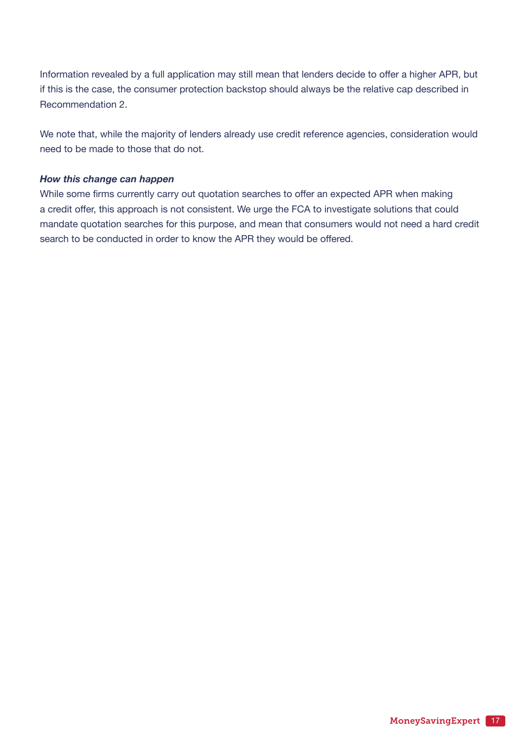Information revealed by a full application may still mean that lenders decide to offer a higher APR, but if this is the case, the consumer protection backstop should always be the relative cap described in Recommendation 2.

We note that, while the majority of lenders already use credit reference agencies, consideration would need to be made to those that do not.

***How this change can happen***

While some firms currently carry out quotation searches to offer an expected APR when making a credit offer, this approach is not consistent. We urge the FCA to investigate solutions that could mandate quotation searches for this purpose, and mean that consumers would not need a hard credit search to be conducted in order to know the APR they would be offered.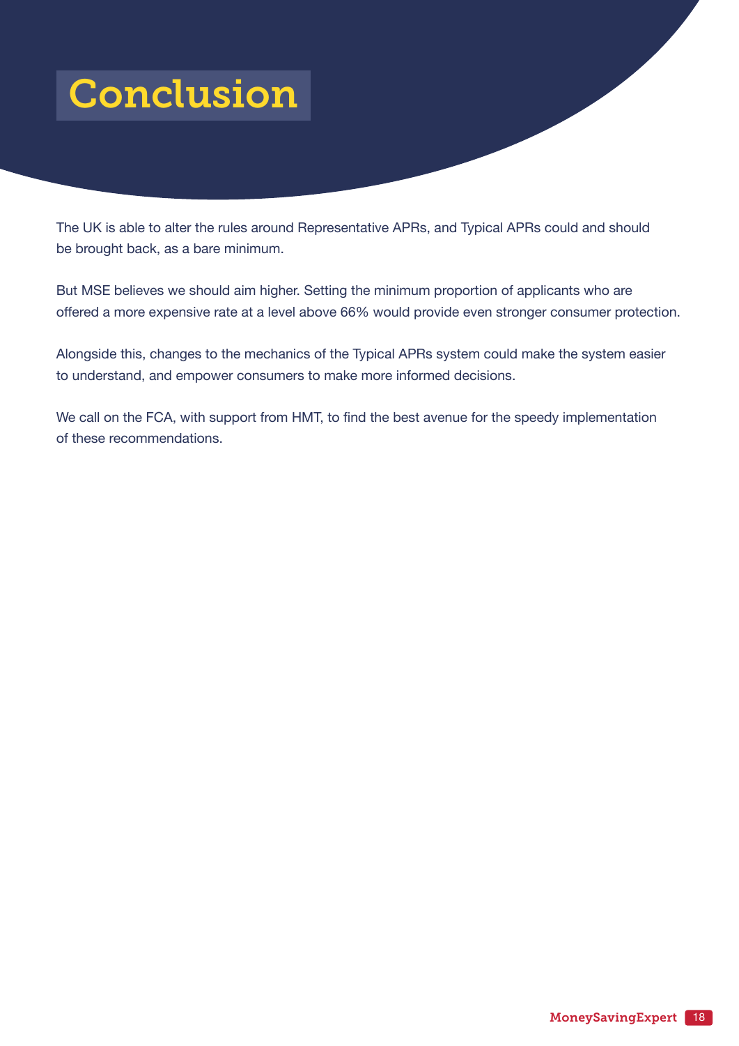# Conclusion

The UK is able to alter the rules around Representative APRs, and Typical APRs could and should be brought back, as a bare minimum.

But MSE believes we should aim higher. Setting the minimum proportion of applicants who are offered a more expensive rate at a level above 66% would provide even stronger consumer protection.

Alongside this, changes to the mechanics of the Typical APRs system could make the system easier to understand, and empower consumers to make more informed decisions.

We call on the FCA, with support from HMT, to find the best avenue for the speedy implementation of these recommendations.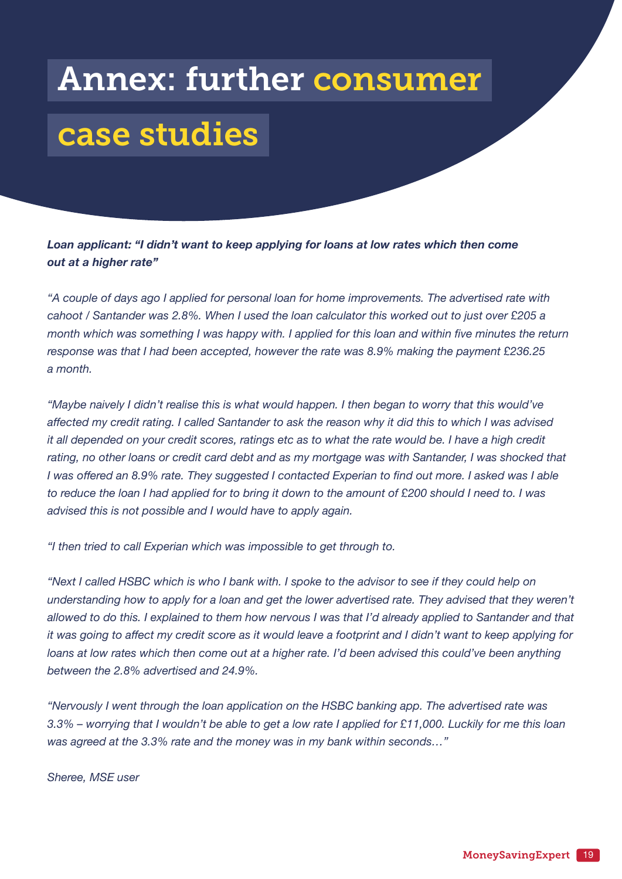# Annex: further consumer case studies

***Loan applicant: "I didn't want to keep applying for loans at low rates which then come out at a higher rate"***

*"A couple of days ago I applied for personal loan for home improvements. The advertised rate with cahoot / Santander was 2.8%. When I used the loan calculator this worked out to just over £205 a month which was something I was happy with. I applied for this loan and within five minutes the return response was that I had been accepted, however the rate was 8.9% making the payment £236.25 a month.*

*"Maybe naively I didn't realise this is what would happen. I then began to worry that this would've affected my credit rating. I called Santander to ask the reason why it did this to which I was advised it all depended on your credit scores, ratings etc as to what the rate would be. I have a high credit rating, no other loans or credit card debt and as my mortgage was with Santander, I was shocked that I was offered an 8.9% rate. They suggested I contacted Experian to find out more. I asked was I able to reduce the loan I had applied for to bring it down to the amount of £200 should I need to. I was advised this is not possible and I would have to apply again.*

*"I then tried to call Experian which was impossible to get through to.*

*"Next I called HSBC which is who I bank with. I spoke to the advisor to see if they could help on understanding how to apply for a loan and get the lower advertised rate. They advised that they weren't allowed to do this. I explained to them how nervous I was that I'd already applied to Santander and that it was going to affect my credit score as it would leave a footprint and I didn't want to keep applying for loans at low rates which then come out at a higher rate. I'd been advised this could've been anything between the 2.8% advertised and 24.9%.*

*"Nervously I went through the loan application on the HSBC banking app. The advertised rate was 3.3% – worrying that I wouldn't be able to get a low rate I applied for £11,000. Luckily for me this loan was agreed at the 3.3% rate and the money was in my bank within seconds…"*

*Sheree, MSE user*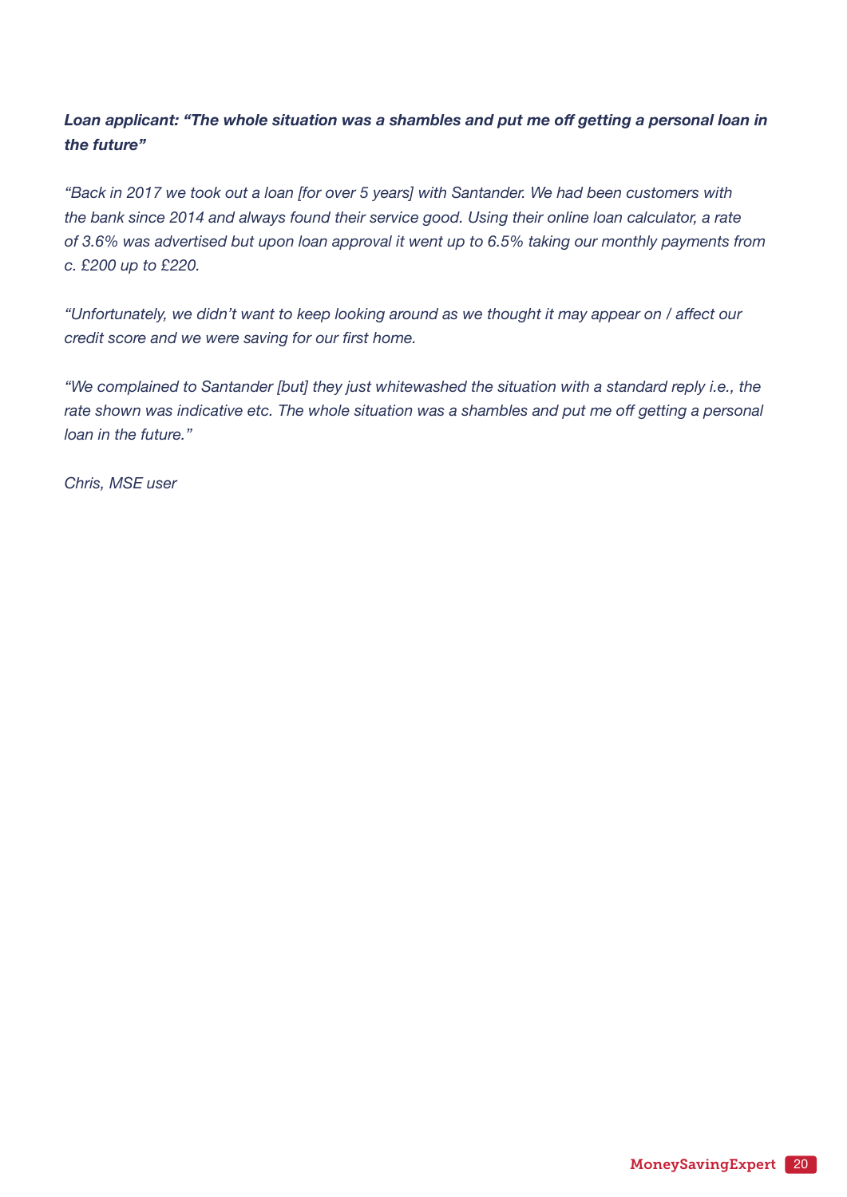***Loan applicant: "The whole situation was a shambles and put me off getting a personal loan in the future"***

*"Back in 2017 we took out a loan [for over 5 years] with Santander. We had been customers with the bank since 2014 and always found their service good. Using their online loan calculator, a rate of 3.6% was advertised but upon loan approval it went up to 6.5% taking our monthly payments from c. £200 up to £220.*

*"Unfortunately, we didn't want to keep looking around as we thought it may appear on / affect our credit score and we were saving for our first home.*

*"We complained to Santander [but] they just whitewashed the situation with a standard reply i.e., the rate shown was indicative etc. The whole situation was a shambles and put me off getting a personal loan in the future."*

*Chris, MSE user*